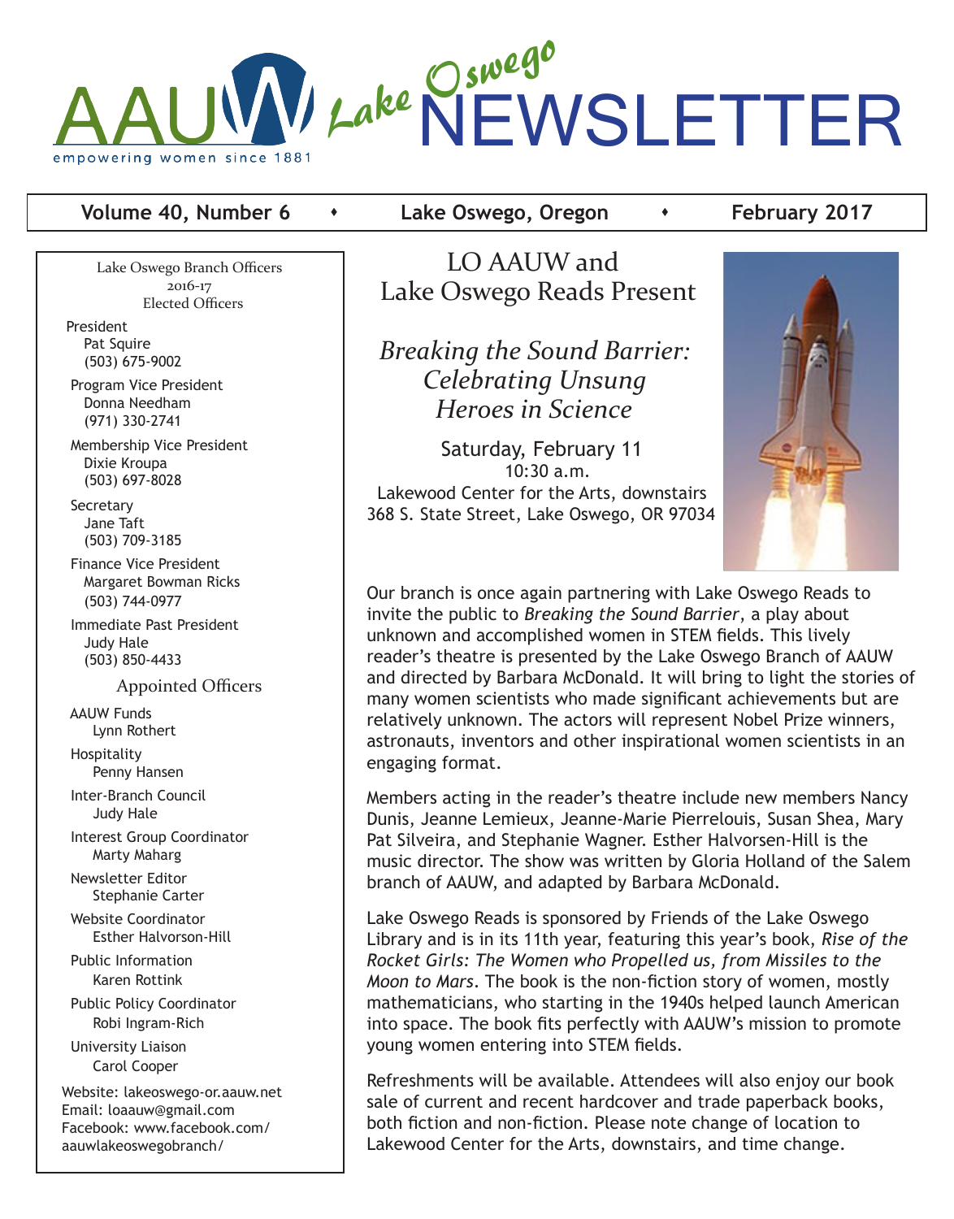# AAUW Lake Oswego NEWSLETTER

empowering women since 1881

**Volume 40, Number 6 • Lake Oswego, Oregon • February 2017**

Lake Oswego Branch Officers
2016-17
Elected Officers

President
Pat Squire
(503) 675-9002

Program Vice President
Donna Needham
(971) 330-2741

Membership Vice President
Dixie Kroupa
(503) 697-8028

Secretary
Jane Taft
(503) 709-3185

Finance Vice President
Margaret Bowman Ricks
(503) 744-0977

Immediate Past President
Judy Hale
(503) 850-4433

Appointed Officers

AAUW Funds
Lynn Rothert

Hospitality
Penny Hansen

Inter-Branch Council
Judy Hale

Interest Group Coordinator
Marty Maharg

Newsletter Editor
Stephanie Carter

Website Coordinator
Esther Halvorsen-Hill

Public Information
Karen Rottink

Public Policy Coordinator
Robi Ingram-Rich

University Liaison
Carol Cooper

Website: lakeoswego-or.aauw.net
Email: loaauw@gmail.com
Facebook: www.facebook.com/aauwlakeoswegobranch/

## LO AAUW and Lake Oswego Reads Present

## *Breaking the Sound Barrier: Celebrating Unsung Heroes in Science*

Saturday, February 11
10:30 a.m.
Lakewood Center for the Arts, downstairs
368 S. State Street, Lake Oswego, OR 97034

Our branch is once again partnering with Lake Oswego Reads to invite the public to *Breaking the Sound Barrier*, a play about unknown and accomplished women in STEM fields. This lively reader's theatre is presented by the Lake Oswego Branch of AAUW and directed by Barbara McDonald. It will bring to light the stories of many women scientists who made significant achievements but are relatively unknown. The actors will represent Nobel Prize winners, astronauts, inventors and other inspirational women scientists in an engaging format.

Members acting in the reader's theatre include new members Nancy Dunis, Jeanne Lemieux, Jeanne-Marie Pierrelouis, Susan Shea, Mary Pat Silveira, and Stephanie Wagner. Esther Halvorsen-Hill is the music director. The show was written by Gloria Holland of the Salem branch of AAUW, and adapted by Barbara McDonald.

Lake Oswego Reads is sponsored by Friends of the Lake Oswego Library and is in its 11th year, featuring this year's book, *Rise of the Rocket Girls: The Women who Propelled us, from Missiles to the Moon to Mars*. The book is the non-fiction story of women, mostly mathematicians, who starting in the 1940s helped launch American into space. The book fits perfectly with AAUW's mission to promote young women entering into STEM fields.

Refreshments will be available. Attendees will also enjoy our book sale of current and recent hardcover and trade paperback books, both fiction and non-fiction. Please note change of location to Lakewood Center for the Arts, downstairs, and time change.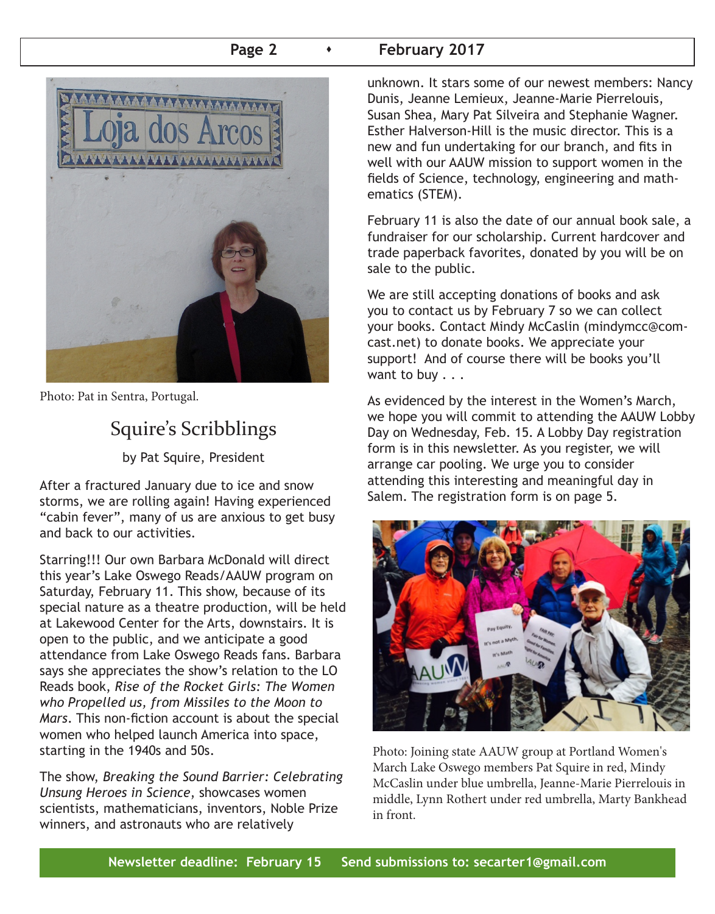Photo: Pat in Sentra, Portugal.

## Squire's Scribblings

by Pat Squire, President

After a fractured January due to ice and snow storms, we are rolling again! Having experienced "cabin fever", many of us are anxious to get busy and back to our activities.

Starring!!! Our own Barbara McDonald will direct this year's Lake Oswego Reads/AAUW program on Saturday, February 11. This show, because of its special nature as a theatre production, will be held at Lakewood Center for the Arts, downstairs. It is open to the public, and we anticipate a good attendance from Lake Oswego Reads fans. Barbara says she appreciates the show's relation to the LO Reads book, *Rise of the Rocket Girls: The Women who Propelled us, from Missiles to the Moon to Mars*. This non-fiction account is about the special women who helped launch America into space, starting in the 1940s and 50s.

The show, *Breaking the Sound Barrier: Celebrating Unsung Heroes in Science*, showcases women scientists, mathematicians, inventors, Noble Prize winners, and astronauts who are relatively unknown. It stars some of our newest members: Nancy Dunis, Jeanne Lemieux, Jeanne-Marie Pierrelouis, Susan Shea, Mary Pat Silveira and Stephanie Wagner. Esther Halverson-Hill is the music director. This is a new and fun undertaking for our branch, and fits in well with our AAUW mission to support women in the fields of Science, technology, engineering and mathematics (STEM).

February 11 is also the date of our annual book sale, a fundraiser for our scholarship. Current hardcover and trade paperback favorites, donated by you will be on sale to the public.

We are still accepting donations of books and ask you to contact us by February 7 so we can collect your books. Contact Mindy McCaslin (mindymcc@comcast.net) to donate books. We appreciate your support! And of course there will be books you'll want to buy . . .

As evidenced by the interest in the Women's March, we hope you will commit to attending the AAUW Lobby Day on Wednesday, Feb. 15. A Lobby Day registration form is in this newsletter. As you register, we will arrange car pooling. We urge you to consider attending this interesting and meaningful day in Salem. The registration form is on page 5.

Photo: Joining state AAUW group at Portland Women's March Lake Oswego members Pat Squire in red, Mindy McCaslin under blue umbrella, Jeanne-Marie Pierrelouis in middle, Lynn Rothert under red umbrella, Marty Bankhead in front.

**Newsletter deadline: February 15 Send submissions to: secarter1@gmail.com**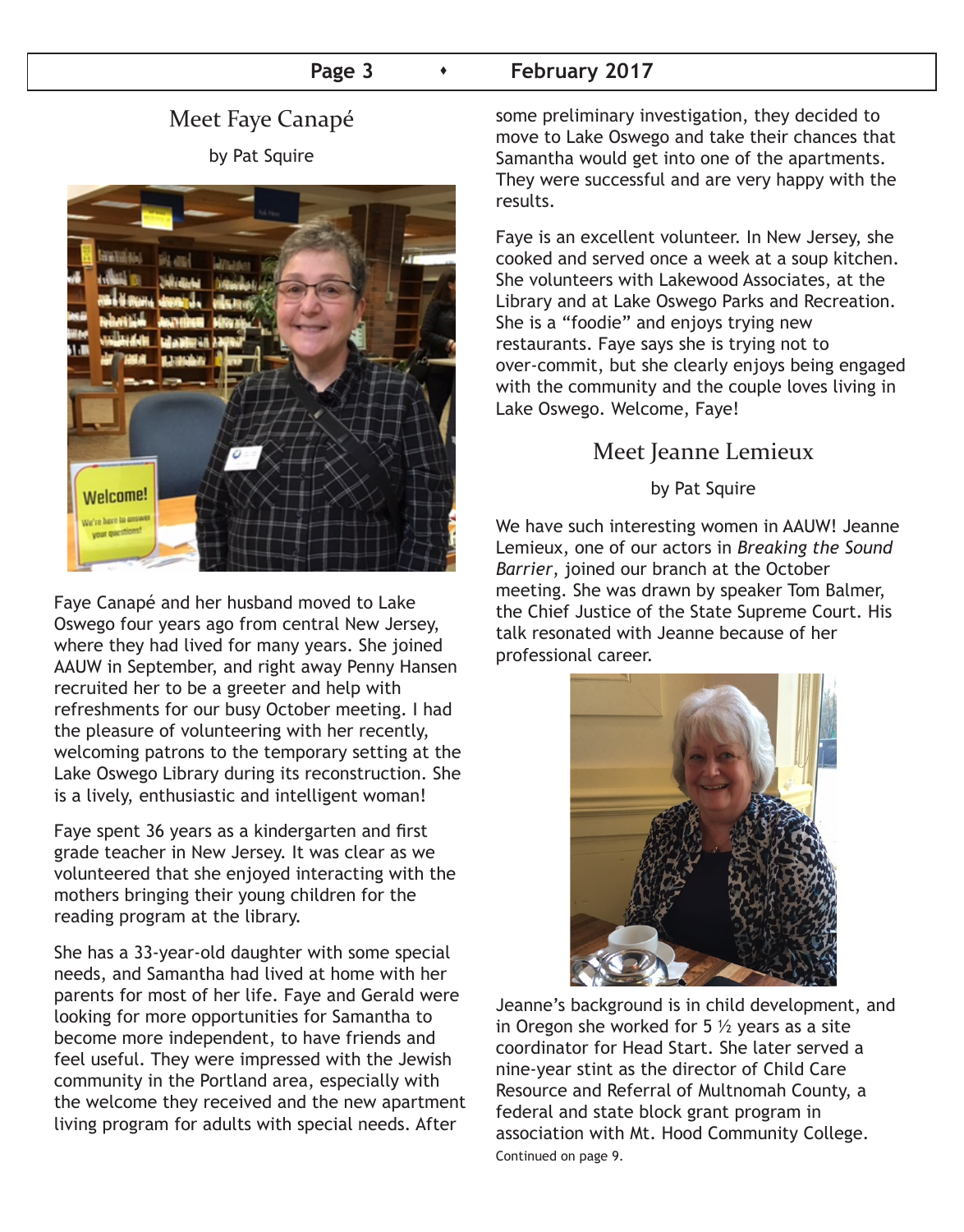## Meet Faye Canapé

by Pat Squire

Faye Canapé and her husband moved to Lake Oswego four years ago from central New Jersey, where they had lived for many years. She joined AAUW in September, and right away Penny Hansen recruited her to be a greeter and help with refreshments for our busy October meeting. I had the pleasure of volunteering with her recently, welcoming patrons to the temporary setting at the Lake Oswego Library during its reconstruction. She is a lively, enthusiastic and intelligent woman!

Faye spent 36 years as a kindergarten and first grade teacher in New Jersey. It was clear as we volunteered that she enjoyed interacting with the mothers bringing their young children for the reading program at the library.

She has a 33-year-old daughter with some special needs, and Samantha had lived at home with her parents for most of her life. Faye and Gerald were looking for more opportunities for Samantha to become more independent, to have friends and feel useful. They were impressed with the Jewish community in the Portland area, especially with the welcome they received and the new apartment living program for adults with special needs. After some preliminary investigation, they decided to move to Lake Oswego and take their chances that Samantha would get into one of the apartments. They were successful and are very happy with the results.

Faye is an excellent volunteer. In New Jersey, she cooked and served once a week at a soup kitchen. She volunteers with Lakewood Associates, at the Library and at Lake Oswego Parks and Recreation. She is a "foodie" and enjoys trying new restaurants. Faye says she is trying not to over-commit, but she clearly enjoys being engaged with the community and the couple loves living in Lake Oswego. Welcome, Faye!

## Meet Jeanne Lemieux

by Pat Squire

We have such interesting women in AAUW! Jeanne Lemieux, one of our actors in *Breaking the Sound Barrier*, joined our branch at the October meeting. She was drawn by speaker Tom Balmer, the Chief Justice of the State Supreme Court. His talk resonated with Jeanne because of her professional career.

Jeanne's background is in child development, and in Oregon she worked for 5 ½ years as a site coordinator for Head Start. She later served a nine-year stint as the director of Child Care Resource and Referral of Multnomah County, a federal and state block grant program in association with Mt. Hood Community College.

Continued on page 9.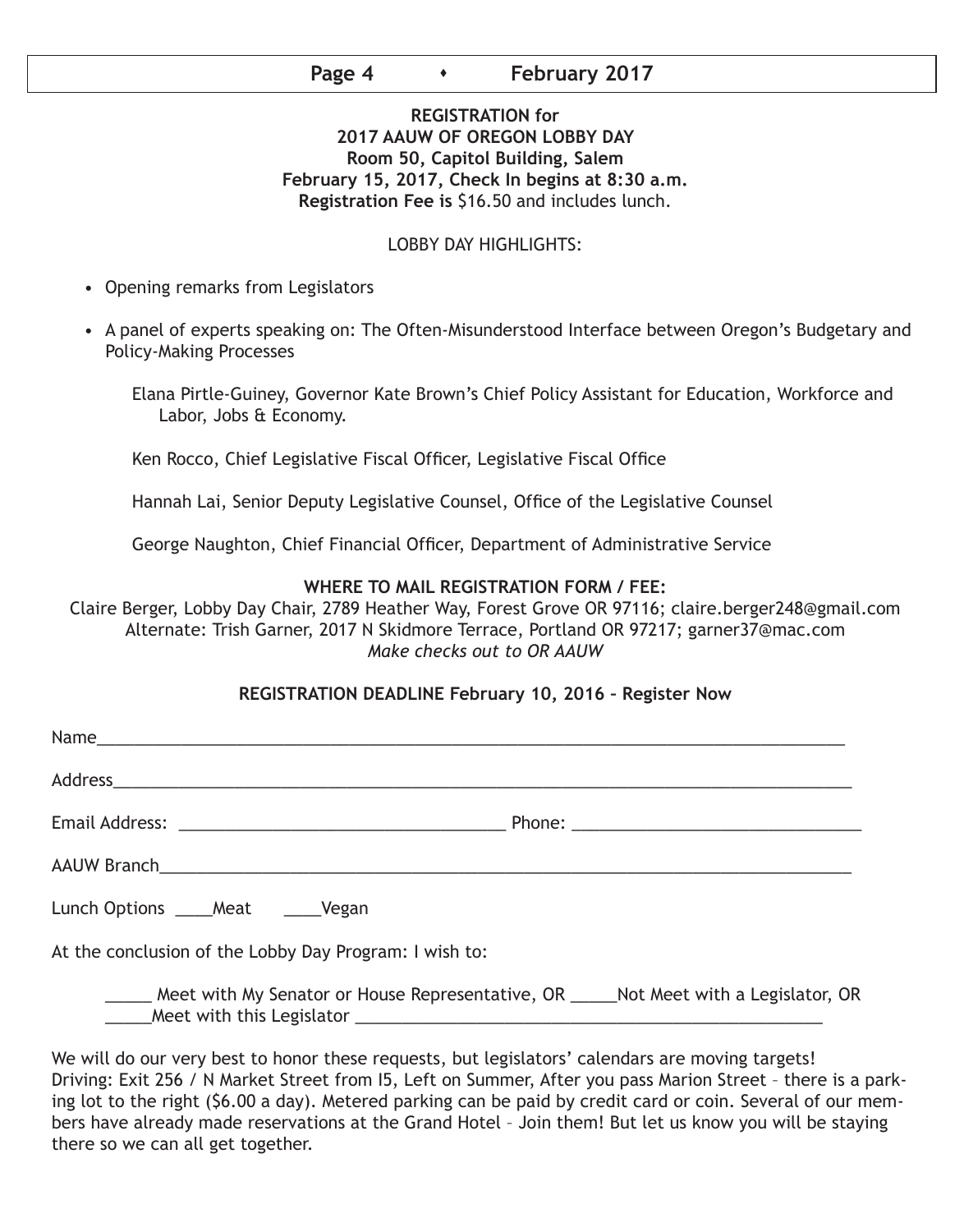**REGISTRATION for**
**2017 AAUW OF OREGON LOBBY DAY**
**Room 50, Capitol Building, Salem**
**February 15, 2017, Check In begins at 8:30 a.m.**
**Registration Fee is** $16.50 and includes lunch.

LOBBY DAY HIGHLIGHTS:

- Opening remarks from Legislators
- A panel of experts speaking on: The Often-Misunderstood Interface between Oregon's Budgetary and Policy-Making Processes

  Elana Pirtle-Guiney, Governor Kate Brown's Chief Policy Assistant for Education, Workforce and Labor, Jobs & Economy.

  Ken Rocco, Chief Legislative Fiscal Officer, Legislative Fiscal Office

  Hannah Lai, Senior Deputy Legislative Counsel, Office of the Legislative Counsel

  George Naughton, Chief Financial Officer, Department of Administrative Service

**WHERE TO MAIL REGISTRATION FORM / FEE:**
Claire Berger, Lobby Day Chair, 2789 Heather Way, Forest Grove OR 97116; claire.berger248@gmail.com
Alternate: Trish Garner, 2017 N Skidmore Terrace, Portland OR 97217; garner37@mac.com
*Make checks out to OR AAUW*

**REGISTRATION DEADLINE February 10, 2016 – Register Now**

Name_______________________________________________

Address_____________________________________________

Email Address: ____________________ Phone: ____________________

AAUW Branch_________________________________________

Lunch Options ____Meat ____Vegan

At the conclusion of the Lobby Day Program: I wish to:

_____ Meet with My Senator or House Representative, OR _____Not Meet with a Legislator, OR _____Meet with this Legislator ______________________________

We will do our very best to honor these requests, but legislators' calendars are moving targets!
Driving: Exit 256 / N Market Street from I5, Left on Summer, After you pass Marion Street – there is a parking lot to the right ($6.00 a day). Metered parking can be paid by credit card or coin. Several of our members have already made reservations at the Grand Hotel – Join them! But let us know you will be staying there so we can all get together.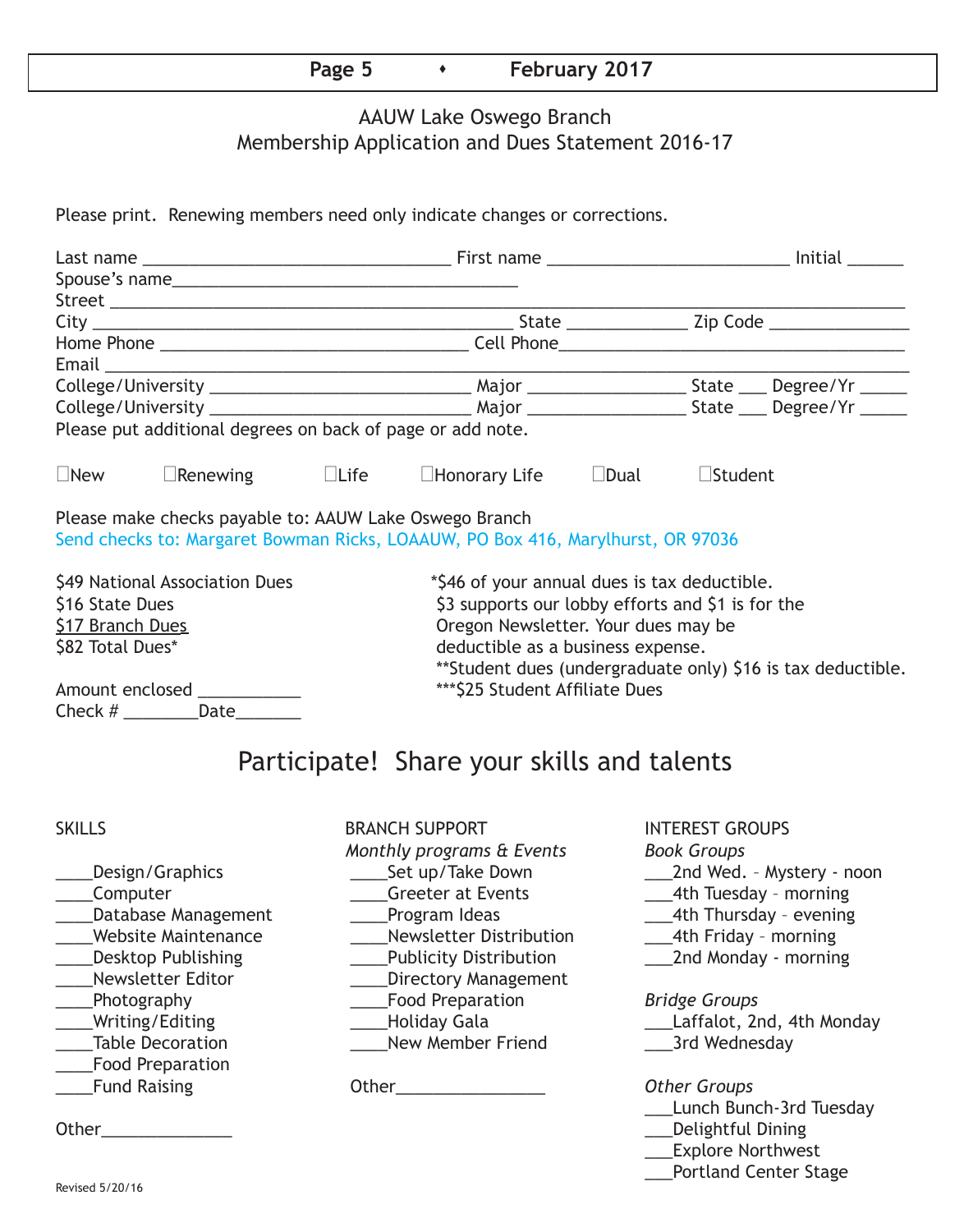## AAUW Lake Oswego Branch
## Membership Application and Dues Statement 2016-17

Please print. Renewing members need only indicate changes or corrections.

Last name ________________________________ First name _________________________ Initial ______
Spouse's name____________________________________
Street ____________________________________________________________________________________
City ____________________________________________ State _____________ Zip Code _______________
Home Phone ________________________________ Cell Phone____________________________________
Email _____________________________________________________________________________________
College/University ___________________________ Major ________________ State ___ Degree/Yr _____
College/University ___________________________ Major ________________ State ___ Degree/Yr _____
Please put additional degrees on back of page or add note.

☐New ☐Renewing ☐Life ☐Honorary Life ☐Dual ☐Student

Please make checks payable to: AAUW Lake Oswego Branch
Send checks to: Margaret Bowman Ricks, LOAAUW, PO Box 416, Marylhurst, OR 97036

$49 National Association Dues
$16 State Dues
$17 Branch Dues
$82 Total Dues*

Amount enclosed ___________
Check # ________Date_______

*$46 of your annual dues is tax deductible. $3 supports our lobby efforts and $1 is for the Oregon Newsletter. Your dues may be deductible as a business expense.
**Student dues (undergraduate only) $16 is tax deductible.
***$25 Student Affiliate Dues

## Participate! Share your skills and talents

**SKILLS**

____Design/Graphics
____Computer
____Database Management
____Website Maintenance
____Desktop Publishing
____Newsletter Editor
____Photography
____Writing/Editing
____Table Decoration
____Food Preparation
____Fund Raising

Other______________

**BRANCH SUPPORT**

*Monthly programs & Events*
____Set up/Take Down
____Greeter at Events
____Program Ideas
____Newsletter Distribution
____Publicity Distribution
____Directory Management
____Food Preparation
____Holiday Gala
____New Member Friend

Other________________

**INTEREST GROUPS**

*Book Groups*
___2nd Wed. – Mystery - noon
___4th Tuesday – morning
___4th Thursday – evening
___4th Friday – morning
___2nd Monday - morning

*Bridge Groups*
___Laffalot, 2nd, 4th Monday
___3rd Wednesday

*Other Groups*
___Lunch Bunch-3rd Tuesday
___Delightful Dining
___Explore Northwest
___Portland Center Stage

Revised 5/20/16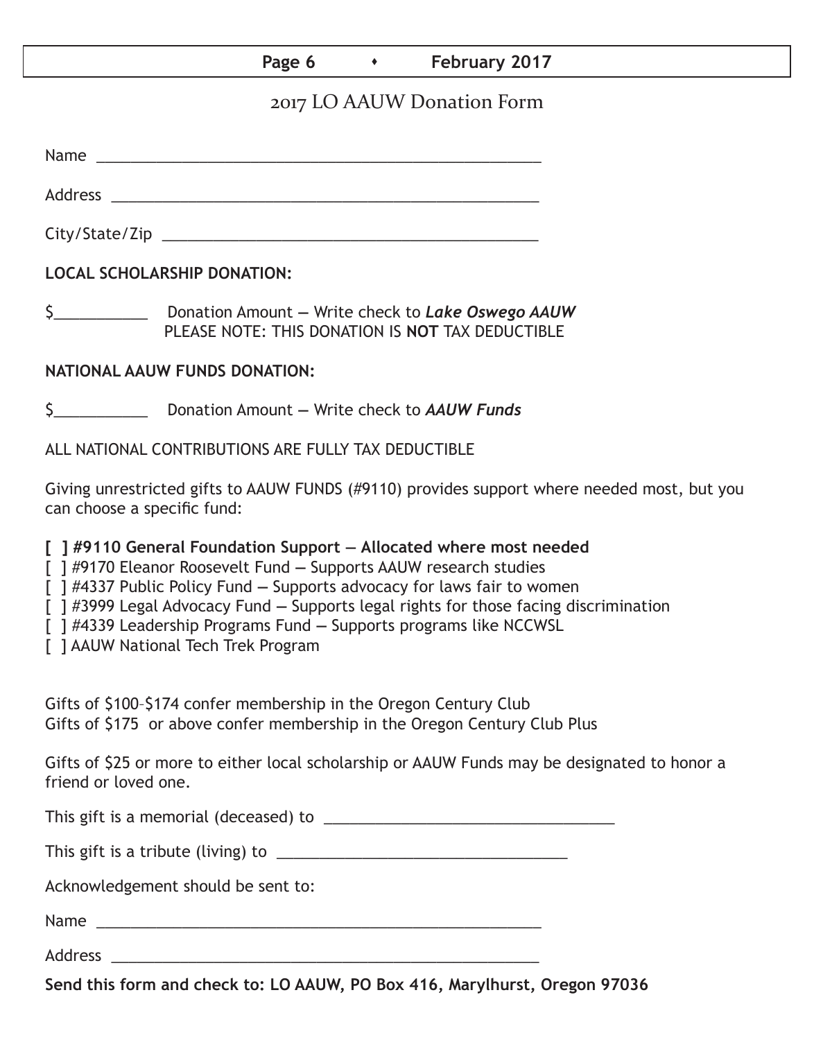# 2017 LO AAUW Donation Form

Name ____________________________________________________

Address __________________________________________________

City/State/Zip ____________________________________________

**LOCAL SCHOLARSHIP DONATION:**

$__________ Donation Amount — Write check to ***Lake Oswego AAUW***
PLEASE NOTE: THIS DONATION IS **NOT** TAX DEDUCTIBLE

**NATIONAL AAUW FUNDS DONATION:**

$__________ Donation Amount — Write check to ***AAUW Funds***

ALL NATIONAL CONTRIBUTIONS ARE FULLY TAX DEDUCTIBLE

Giving unrestricted gifts to AAUW FUNDS (#9110) provides support where needed most, but you can choose a specific fund:

**[ ] #9110 General Foundation Support — Allocated where most needed**
[ ] #9170 Eleanor Roosevelt Fund — Supports AAUW research studies
[ ] #4337 Public Policy Fund — Supports advocacy for laws fair to women
[ ] #3999 Legal Advocacy Fund — Supports legal rights for those facing discrimination
[ ] #4339 Leadership Programs Fund — Supports programs like NCCWSL
[ ] AAUW National Tech Trek Program

Gifts of $100–$174 confer membership in the Oregon Century Club
Gifts of $175 or above confer membership in the Oregon Century Club Plus

Gifts of $25 or more to either local scholarship or AAUW Funds may be designated to honor a friend or loved one.

This gift is a memorial (deceased) to ________________________________

This gift is a tribute (living) to ________________________________

Acknowledgement should be sent to:

Name ____________________________________________________

Address __________________________________________________

**Send this form and check to: LO AAUW, PO Box 416, Marylhurst, Oregon 97036**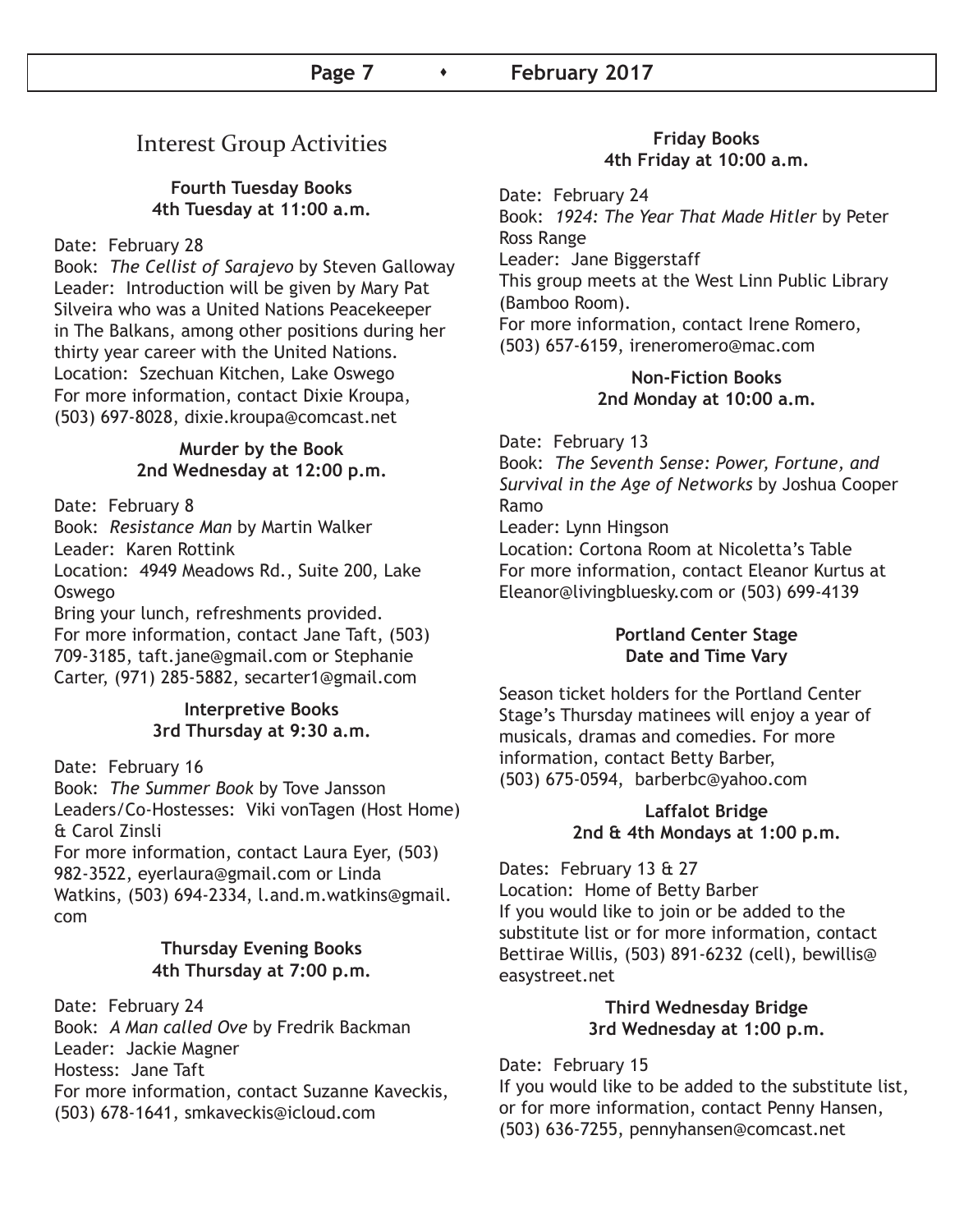## Interest Group Activities

### Fourth Tuesday Books
**4th Tuesday at 11:00 a.m.**

Date: February 28
Book: *The Cellist of Sarajevo* by Steven Galloway
Leader: Introduction will be given by Mary Pat Silveira who was a United Nations Peacekeeper in The Balkans, among other positions during her thirty year career with the United Nations.
Location: Szechuan Kitchen, Lake Oswego
For more information, contact Dixie Kroupa, (503) 697-8028, dixie.kroupa@comcast.net

### Murder by the Book
**2nd Wednesday at 12:00 p.m.**

Date: February 8
Book: *Resistance Man* by Martin Walker
Leader: Karen Rottink
Location: 4949 Meadows Rd., Suite 200, Lake Oswego
Bring your lunch, refreshments provided.
For more information, contact Jane Taft, (503) 709-3185, taft.jane@gmail.com or Stephanie Carter, (971) 285-5882, secarter1@gmail.com

### Interpretive Books
**3rd Thursday at 9:30 a.m.**

Date: February 16
Book: *The Summer Book* by Tove Jansson
Leaders/Co-Hostesses: Viki vonTagen (Host Home) & Carol Zinsli
For more information, contact Laura Eyer, (503) 982-3522, eyerlaura@gmail.com or Linda Watkins, (503) 694-2334, l.and.m.watkins@gmail.com

### Thursday Evening Books
**4th Thursday at 7:00 p.m.**

Date: February 24
Book: *A Man called Ove* by Fredrik Backman
Leader: Jackie Magner
Hostess: Jane Taft
For more information, contact Suzanne Kaveckis, (503) 678-1641, smkaveckis@icloud.com

### Friday Books
**4th Friday at 10:00 a.m.**

Date: February 24
Book: *1924: The Year That Made Hitler* by Peter Ross Range
Leader: Jane Biggerstaff
This group meets at the West Linn Public Library (Bamboo Room).
For more information, contact Irene Romero, (503) 657-6159, ireneromero@mac.com

### Non-Fiction Books
**2nd Monday at 10:00 a.m.**

Date: February 13
Book: *The Seventh Sense: Power, Fortune, and Survival in the Age of Networks* by Joshua Cooper Ramo
Leader: Lynn Hingson
Location: Cortona Room at Nicoletta's Table
For more information, contact Eleanor Kurtus at Eleanor@livingbluesky.com or (503) 699-4139

### Portland Center Stage
**Date and Time Vary**

Season ticket holders for the Portland Center Stage's Thursday matinees will enjoy a year of musicals, dramas and comedies. For more information, contact Betty Barber, (503) 675-0594, barberbc@yahoo.com

### Laffalot Bridge
**2nd & 4th Mondays at 1:00 p.m.**

Dates: February 13 & 27
Location: Home of Betty Barber
If you would like to join or be added to the substitute list or for more information, contact Bettirae Willis, (503) 891-6232 (cell), bewillis@easystreet.net

### Third Wednesday Bridge
**3rd Wednesday at 1:00 p.m.**

Date: February 15
If you would like to be added to the substitute list, or for more information, contact Penny Hansen, (503) 636-7255, pennyhansen@comcast.net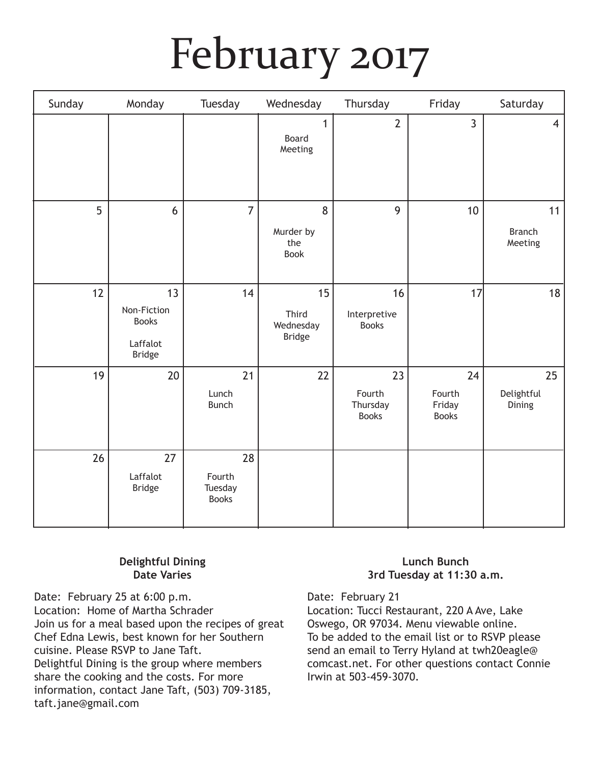# February 2017

| Sunday | Monday | Tuesday | Wednesday | Thursday | Friday | Saturday |
|---|---|---|---|---|---|---|
| | | | 1 Board Meeting | 2 | 3 | 4 |
| 5 | 6 | 7 | 8 Murder by the Book | 9 | 10 | 11 Branch Meeting |
| 12 | 13 Non-Fiction Books; Laffalot Bridge | 14 | 15 Third Wednesday Bridge | 16 Interpretive Books | 17 | 18 |
| 19 | 20 | 21 Lunch Bunch | 22 | 23 Fourth Thursday Books | 24 Fourth Friday Books | 25 Delightful Dining |
| 26 | 27 Laffalot Bridge | 28 Fourth Tuesday Books | | | | |

**Delightful Dining**
**Date Varies**

Date: February 25 at 6:00 p.m.
Location: Home of Martha Schrader
Join us for a meal based upon the recipes of great Chef Edna Lewis, best known for her Southern cuisine. Please RSVP to Jane Taft.
Delightful Dining is the group where members share the cooking and the costs. For more information, contact Jane Taft, (503) 709-3185, taft.jane@gmail.com

**Lunch Bunch**
**3rd Tuesday at 11:30 a.m.**

Date: February 21
Location: Tucci Restaurant, 220 A Ave, Lake Oswego, OR 97034. Menu viewable online.
To be added to the email list or to RSVP please send an email to Terry Hyland at twh20eagle@comcast.net. For other questions contact Connie Irwin at 503-459-3070.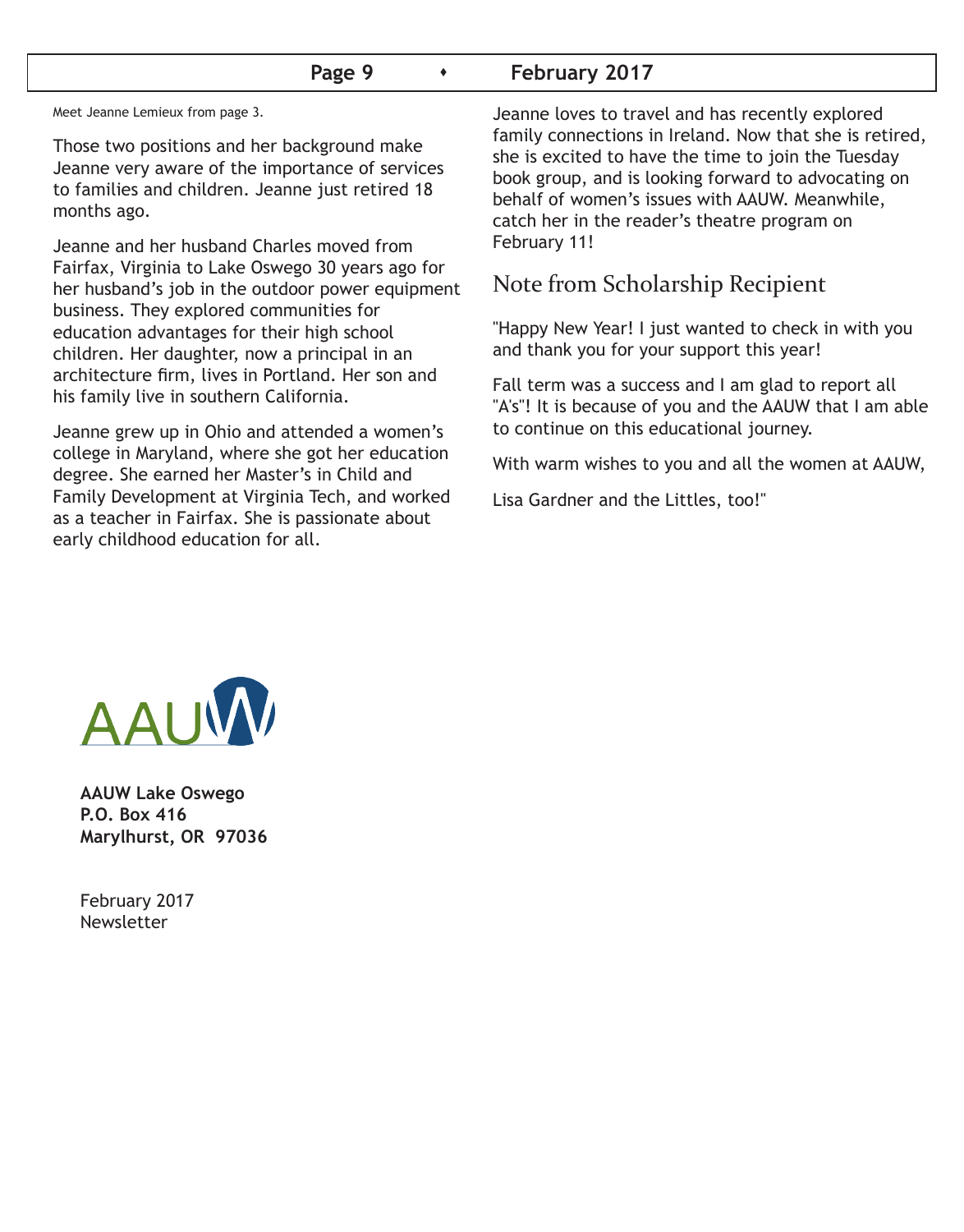Meet Jeanne Lemieux from page 3.

Those two positions and her background make Jeanne very aware of the importance of services to families and children. Jeanne just retired 18 months ago.

Jeanne and her husband Charles moved from Fairfax, Virginia to Lake Oswego 30 years ago for her husband's job in the outdoor power equipment business. They explored communities for education advantages for their high school children. Her daughter, now a principal in an architecture firm, lives in Portland. Her son and his family live in southern California.

Jeanne grew up in Ohio and attended a women's college in Maryland, where she got her education degree. She earned her Master's in Child and Family Development at Virginia Tech, and worked as a teacher in Fairfax. She is passionate about early childhood education for all.

Jeanne loves to travel and has recently explored family connections in Ireland. Now that she is retired, she is excited to have the time to join the Tuesday book group, and is looking forward to advocating on behalf of women's issues with AAUW. Meanwhile, catch her in the reader's theatre program on February 11!

## Note from Scholarship Recipient

"Happy New Year! I just wanted to check in with you and thank you for your support this year!

Fall term was a success and I am glad to report all "A's"! It is because of you and the AAUW that I am able to continue on this educational journey.

With warm wishes to you and all the women at AAUW,

Lisa Gardner and the Littles, too!"

AAUW

**AAUW Lake Oswego**
**P.O. Box 416**
**Marylhurst, OR 97036**

February 2017
Newsletter